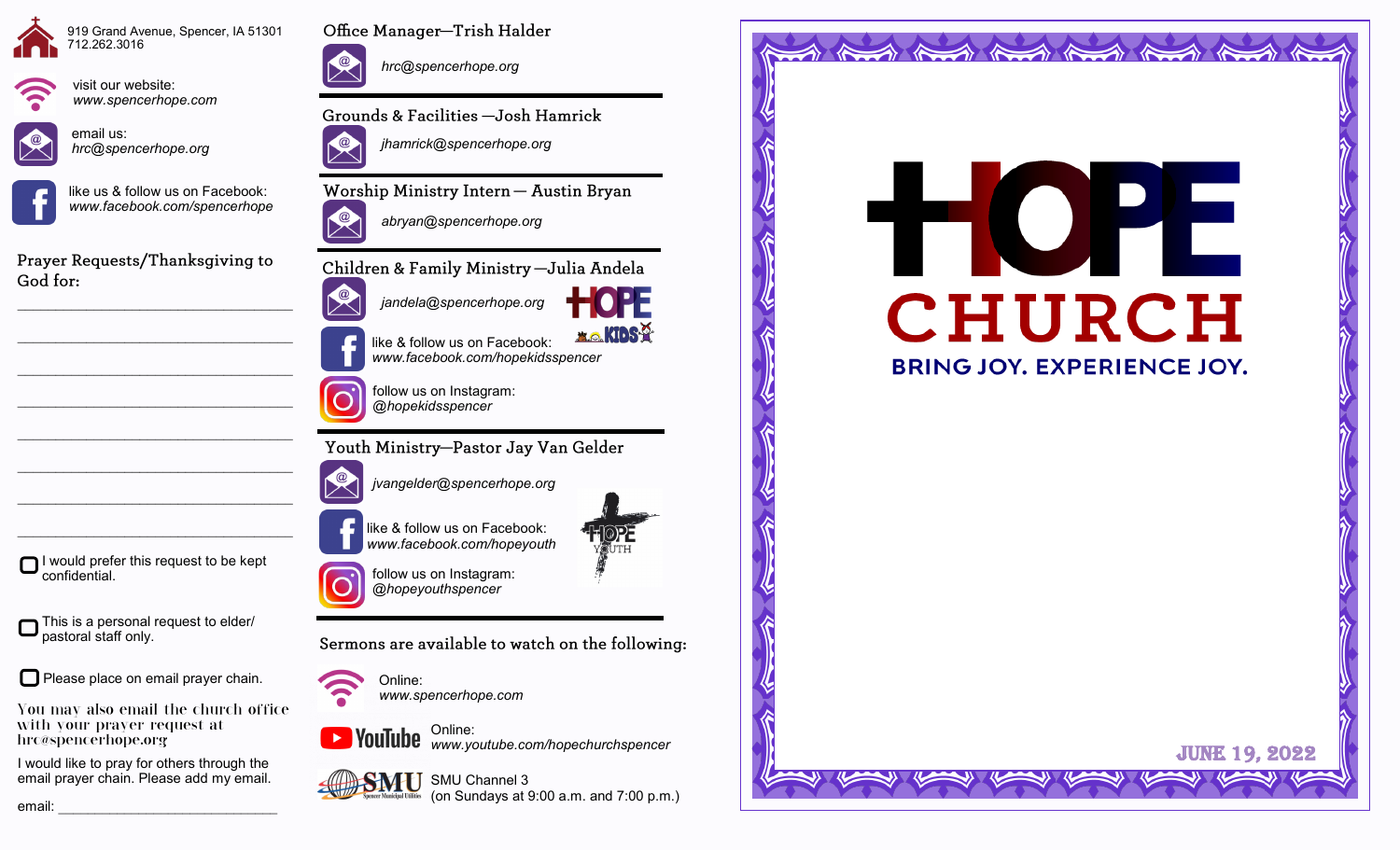919 Grand Avenue, Spencer, IA 51301
712.262.3016

visit our website:
*www.spencerhope.com*

email us:
*hrc@spencerhope.org*

like us & follow us on Facebook:
*www.facebook.com/spencerhope*

## Prayer Requests/Thanksgiving to God for:

______________________________

______________________________

______________________________

______________________________

______________________________

______________________________

______________________________

______________________________

- [ ] I would prefer this request to be kept confidential.
- [ ] This is a personal request to elder/ pastoral staff only.
- [ ] Please place on email prayer chain.

You may also email the church office with your prayer request at hrc@spencerhope.org

I would like to pray for others through the email prayer chain. Please add my email.

email: ______________________________

## Office Manager—Trish Halder

*hrc@spencerhope.org*

## Grounds & Facilities —Josh Hamrick

*jhamrick@spencerhope.org*

## Worship Ministry Intern— Austin Bryan

*abryan@spencerhope.org*

## Children & Family Ministry—Julia Andela

*jandela@spencerhope.org*

HOPE KIDS

like & follow us on Facebook:
*www.facebook.com/hopekidsspencer*

follow us on Instagram:
*@hopekidsspencer*

## Youth Ministry—Pastor Jay Van Gelder

*jvangelder@spencerhope.org*

like & follow us on Facebook:
*www.facebook.com/hopeyouth*

follow us on Instagram:
*@hopeyouthspencer*

HOPE YOUTH

## Sermons are available to watch on the following:

Online:
*www.spencerhope.com*

YouTube
Online:
*www.youtube.com/hopechurchspencer*

SMU Spencer Municipal Utilities
SMU Channel 3
(on Sundays at 9:00 a.m. and 7:00 p.m.)

# HOPE CHURCH

**BRING JOY. EXPERIENCE JOY.**

**JUNE 19, 2022**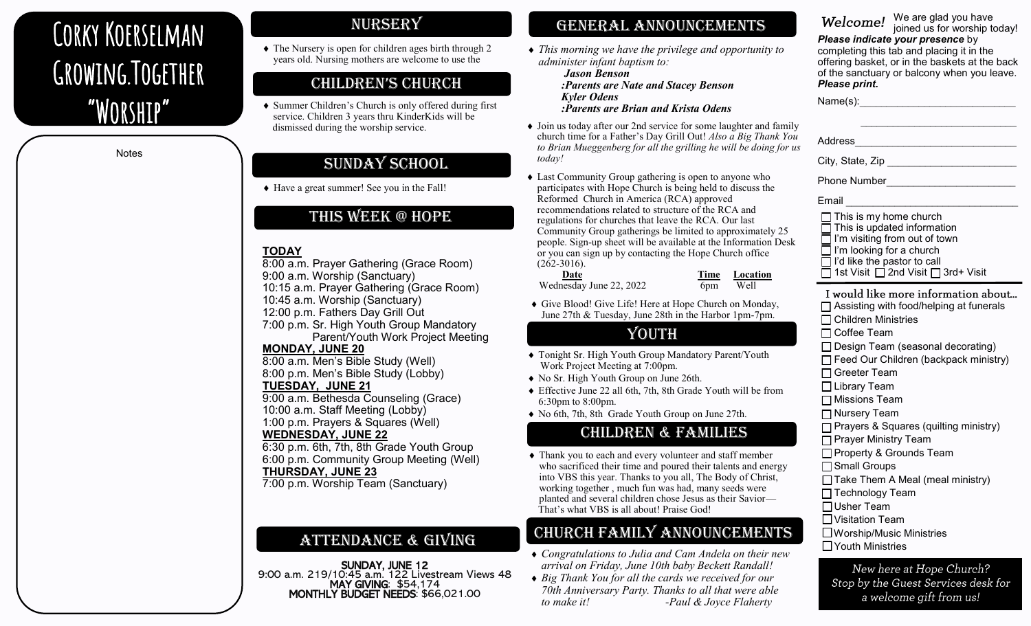# Corky Koerselman Growing.Together "Worship"

Notes

## NURSERY

- The Nursery is open for children ages birth through 2 years old. Nursing mothers are welcome to use the

## CHILDREN'S CHURCH

- Summer Children's Church is only offered during first service. Children 3 years thru KinderKids will be dismissed during the worship service.

## SUNDAY SCHOOL

- Have a great summer! See you in the Fall!

## THIS WEEK @ HOPE

**TODAY**

8:00 a.m. Prayer Gathering (Grace Room)
9:00 a.m. Worship (Sanctuary)
10:15 a.m. Prayer Gathering (Grace Room)
10:45 a.m. Worship (Sanctuary)
12:00 p.m. Fathers Day Grill Out
7:00 p.m. Sr. High Youth Group Mandatory Parent/Youth Work Project Meeting

**MONDAY, JUNE 20**

8:00 a.m. Men's Bible Study (Well)
8:00 p.m. Men's Bible Study (Lobby)

**TUESDAY, JUNE 21**

9:00 a.m. Bethesda Counseling (Grace)
10:00 a.m. Staff Meeting (Lobby)
1:00 p.m. Prayers & Squares (Well)

**WEDNESDAY, JUNE 22**

6:30 p.m. 6th, 7th, 8th Grade Youth Group
6:00 p.m. Community Group Meeting (Well)

**THURSDAY, JUNE 23**

7:00 p.m. Worship Team (Sanctuary)

## ATTENDANCE & GIVING

**SUNDAY, JUNE 12**
9:00 a.m. 219/10:45 a.m. 122 Livestream Views 48
**MAY GIVING**: $54,174
**MONTHLY BUDGET NEEDS**: $66,021.00

## GENERAL ANNOUNCEMENTS

- *This morning we have the privilege and opportunity to administer infant baptism to:*
  ***Jason Benson***
  ***:Parents are Nate and Stacey Benson***
  ***Kyler Odens***
  ***:Parents are Brian and Krista Odens***
- Join us today after our 2nd service for some laughter and family church time for a Father's Day Grill Out! *Also a Big Thank You to Brian Mueggenberg for all the grilling he will be doing for us today!*
- Last Community Group gathering is open to anyone who participates with Hope Church is being held to discuss the Reformed Church in America (RCA) approved recommendations related to structure of the RCA and regulations for churches that leave the RCA. Our last Community Group gatherings be limited to approximately 25 people. Sign-up sheet will be available at the Information Desk or you can sign up by contacting the Hope Church office (262-3016).

| Date | Time | Location |
|---|---|---|
| Wednesday June 22, 2022 | 6pm | Well |

- Give Blood! Give Life! Here at Hope Church on Monday, June 27th & Tuesday, June 28th in the Harbor 1pm-7pm.

## YOUTH

- Tonight Sr. High Youth Group Mandatory Parent/Youth Work Project Meeting at 7:00pm.
- No Sr. High Youth Group on June 26th.
- Effective June 22 all 6th, 7th, 8th Grade Youth will be from 6:30pm to 8:00pm.
- No 6th, 7th, 8th Grade Youth Group on June 27th.

## CHILDREN & FAMILIES

- Thank you to each and every volunteer and staff member who sacrificed their time and poured their talents and energy into VBS this year. Thanks to you all, The Body of Christ, working together , much fun was had, many seeds were planted and several children chose Jesus as their Savior— That's what VBS is all about! Praise God!

## CHURCH FAMILY ANNOUNCEMENTS

- *Congratulations to Julia and Cam Andela on their new arrival on Friday, June 10th baby Beckett Randall!*
- *Big Thank You for all the cards we received for our 70th Anniversary Party. Thanks to all that were able to make it! -Paul & Joyce Flaherty*

***Welcome!*** We are glad you have joined us for worship today!
***Please indicate your presence*** by completing this tab and placing it in the offering basket, or in the baskets at the back of the sanctuary or balcony when you leave. ***Please print.***

Name(s):____________________________

____________________________

Address____________________________

City, State, Zip ______________________

Phone Number______________________

Email ______________________________

- ☐ This is my home church
- ☐ This is updated information
- ☐ I'm visiting from out of town
- ☐ I'm looking for a church
- ☐ I'd like the pastor to call
- ☐ 1st Visit ☐ 2nd Visit ☐ 3rd+ Visit

**I would like more information about...**

- ☐ Assisting with food/helping at funerals
- ☐ Children Ministries
- ☐ Coffee Team
- ☐ Design Team (seasonal decorating)
- ☐ Feed Our Children (backpack ministry)
- ☐ Greeter Team
- ☐ Library Team
- ☐ Missions Team
- ☐ Nursery Team
- ☐ Prayers & Squares (quilting ministry)
- ☐ Prayer Ministry Team
- ☐ Property & Grounds Team
- ☐ Small Groups
- ☐ Take Them A Meal (meal ministry)
- ☐ Technology Team
- ☐ Usher Team
- ☐ Visitation Team
- ☐ Worship/Music Ministries
- ☐ Youth Ministries

*New here at Hope Church? Stop by the Guest Services desk for a welcome gift from us!*